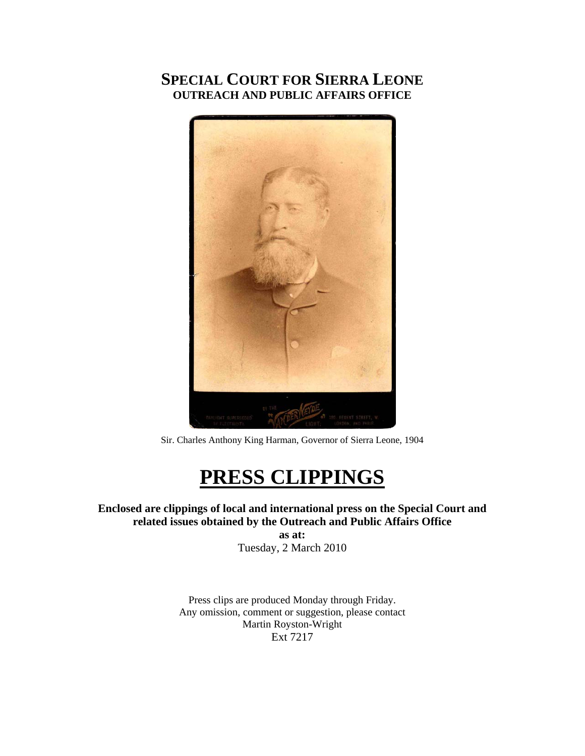# SPECIAL COURT FOR SIERRA LEONE

**OUTREACH AND PUBLIC AFFAIRS OFFICE**

Sir. Charles Anthony King Harman, Governor of Sierra Leone, 1904

# PRESS CLIPPINGS

**Enclosed are clippings of local and international press on the Special Court and related issues obtained by the Outreach and Public Affairs Office**

**as at:**

Tuesday, 2 March 2010

Press clips are produced Monday through Friday.
Any omission, comment or suggestion, please contact
Martin Royston-Wright
Ext 7217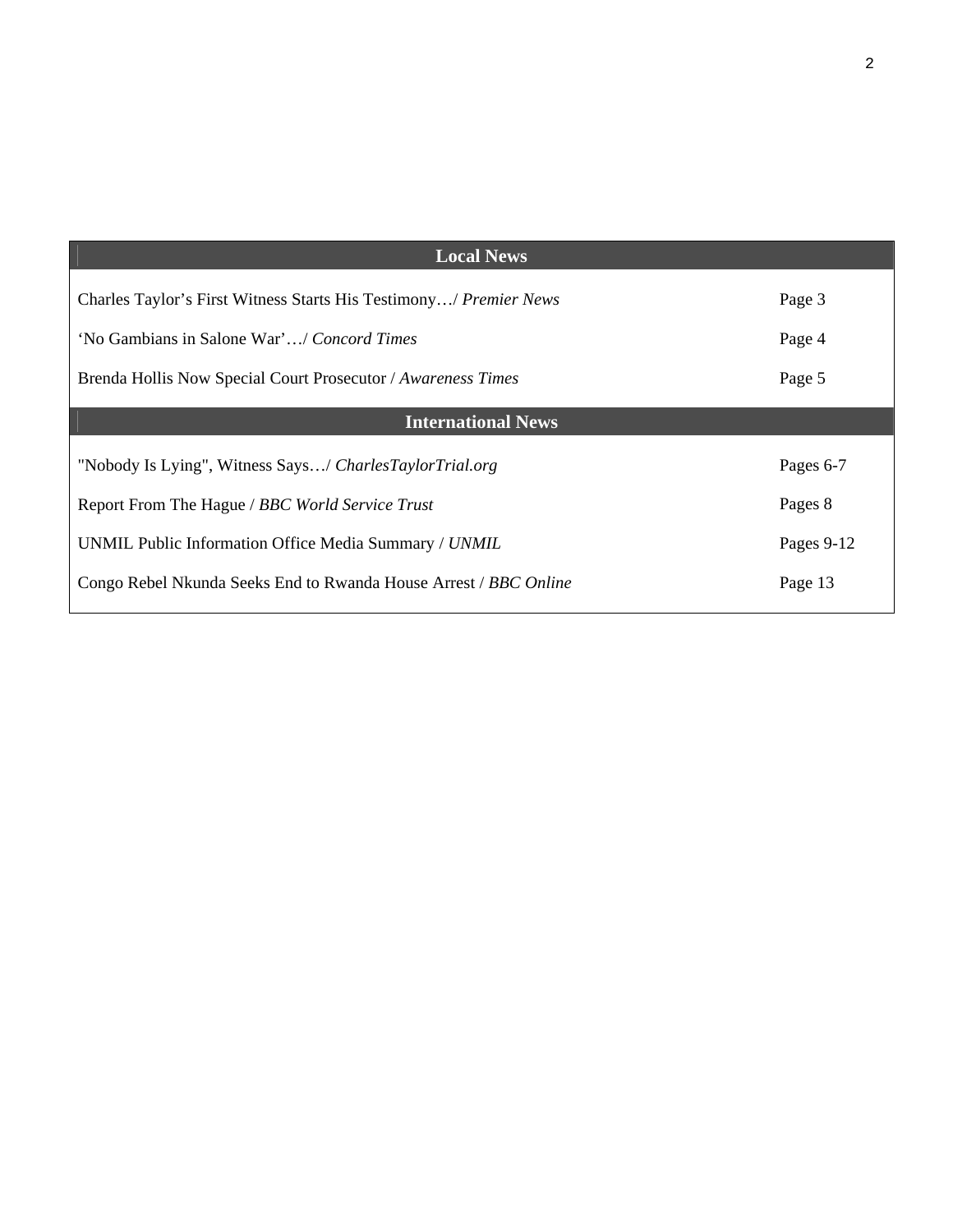| Local News | |
| --- | --- |
| Charles Taylor's First Witness Starts His Testimony…/ *Premier News* | Page 3 |
| 'No Gambians in Salone War'…/ *Concord Times* | Page 4 |
| Brenda Hollis Now Special Court Prosecutor / *Awareness Times* | Page 5 |
| **International News** | |
| "Nobody Is Lying", Witness Says…/ *CharlesTaylorTrial.org* | Pages 6-7 |
| Report From The Hague / *BBC World Service Trust* | Pages 8 |
| UNMIL Public Information Office Media Summary / *UNMIL* | Pages 9-12 |
| Congo Rebel Nkunda Seeks End to Rwanda House Arrest / *BBC Online* | Page 13 |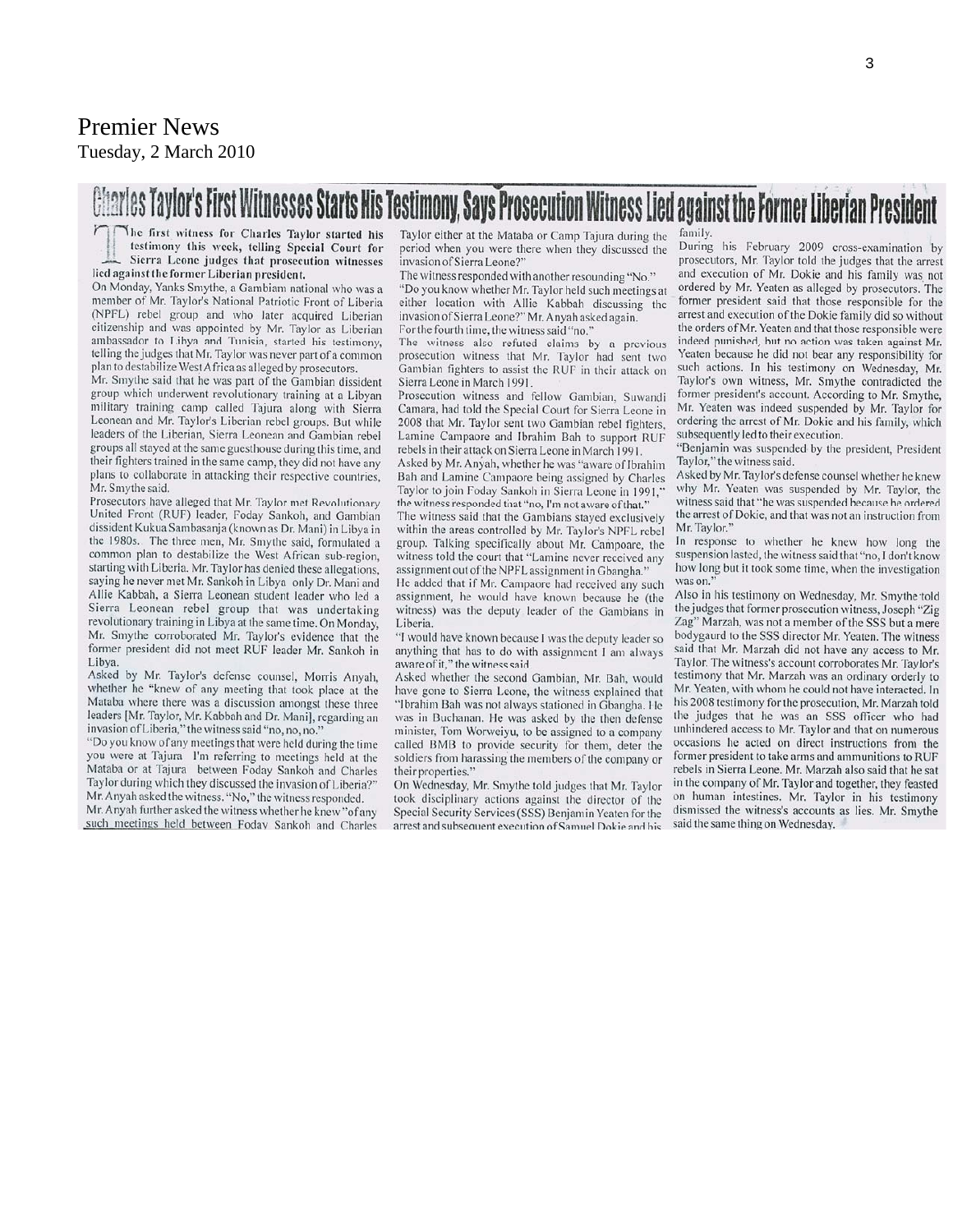Premier News
Tuesday, 2 March 2010

# Charles Taylor's First Witnesses Starts His Testimony, Says Prosecution Witness Lied against the Former Liberian President

The first witness for Charles Taylor started his testimony this week, telling Special Court for Sierra Leone judges that prosecution witnesses lied against the former Liberian president.

On Monday, Yanks Smythe, a Gambiam national who was a member of Mr. Taylor's National Patriotic Front of Liberia (NPFL) rebel group and who later acquired Liberian citizenship and was appointed by Mr. Taylor as Liberian ambassador to Libya and Tunisia, started his testimony, telling the judges that Mr. Taylor was never part of a common plan to destabilize West Africa as alleged by prosecutors.

Mr. Smythe said that he was part of the Gambian dissident group which underwent revolutionary training at a Libyan military training camp called Tajura along with Sierra Leonean and Mr. Taylor's Liberian rebel groups. But while leaders of the Liberian, Sierra Leonean and Gambian rebel groups all stayed at the same guesthouse during this time, and their fighters trained in the same camp, they did not have any plans to collaborate in attacking their respective countries, Mr. Smythe said.

Prosecutors have alleged that Mr. Taylor met Revolutionary United Front (RUF) leader, Foday Sankoh, and Gambian dissident Kukua Sambasanja (known as Dr. Mani) in Libya in the 1980s. The three men, Mr. Smythe said, formulated a common plan to destabilize the West African sub-region, starting with Liberia. Mr. Taylor has denied these allegations, saying he never met Mr. Sankoh in Libya only Dr. Mani and Allie Kabbah, a Sierra Leonean student leader who led a Sierra Leonean rebel group that was undertaking revolutionary training in Libya at the same time. On Monday, Mr. Smythe corroborated Mr. Taylor's evidence that the former president did not meet RUF leader Mr. Sankoh in Libya.

Asked by Mr. Taylor's defense counsel, Morris Anyah, whether he "knew of any meeting that took place at the Mataba where there was a discussion amongst these three leaders [Mr. Taylor, Mr. Kabbah and Dr. Mani], regarding an invasion of Liberia," the witness said "no, no, no."

"Do you know of any meetings that were held during the time you were at Tajura I'm referring to meetings held at the Mataba or at Tajura between Foday Sankoh and Charles Taylor during which they discussed the invasion of Liberia?" Mr. Anyah asked the witness. "No," the witness responded.

Mr. Anyah further asked the witness whether he knew "of any such meetings held between Foday Sankoh and Charles Taylor either at the Mataba or Camp Tajura during the period when you were there when they discussed the invasion of Sierra Leone?"

The witness responded with another resounding "No."

"Do you know whether Mr. Taylor held such meetings at either location with Allie Kabbah discussing the invasion of Sierra Leone?" Mr. Anyah asked again.

For the fourth time, the witness said "no."

The witness also refuted claims by a previous prosecution witness that Mr. Taylor had sent two Gambian fighters to assist the RUF in their attack on Sierra Leone in March 1991.

Prosecution witness and fellow Gambian, Suwandi Camara, had told the Special Court for Sierra Leone in 2008 that Mr. Taylor sent two Gambian rebel fighters, Lamine Campaore and Ibrahim Bah to support RUF rebels in their attack on Sierra Leone in March 1991.

Asked by Mr. Anyah, whether he was "aware of Ibrahim Bah and Lamine Campaore being assigned by Charles Taylor to join Foday Sankoh in Sierra Leone in 1991," the witness responded that "no, I'm not aware of that."

The witness said that the Gambians stayed exclusively within the areas controlled by Mr. Taylor's NPFL rebel group. Talking specifically about Mr. Campoare, the witness told the court that "Lamine never received any assignment out of the NPFL assignment in Gbangha."

He added that if Mr. Campaore had received any such assignment, he would have known because he (the witness) was the deputy leader of the Gambians in Liberia.

"I would have known because I was the deputy leader so anything that has to do with assignment I am always aware of it," the witness said.

Asked whether the second Gambian, Mr. Bah, would have gone to Sierra Leone, the witness explained that "Ibrahim Bah was not always stationed in Gbangha. He was in Buchanan. He was asked by the then defense minister, Tom Worweiyu, to be assigned to a company called BMB to provide security for them, deter the soldiers from harassing the members of the company or their properties."

On Wednesday, Mr. Smythe told judges that Mr. Taylor took disciplinary actions against the director of the Special Security Services (SSS) Benjamin Yeaten for the arrest and subsequent execution of Samuel Dokie and his family.

During his February 2009 cross-examination by prosecutors, Mr. Taylor told the judges that the arrest and execution of Mr. Dokie and his family was not ordered by Mr. Yeaten as alleged by prosecutors. The former president said that those responsible for the arrest and execution of the Dokie family did so without the orders of Mr. Yeaten and that those responsible were indeed punished, but no action was taken against Mr. Yeaten because he did not bear any responsibility for such actions. In his testimony on Wednesday, Mr. Taylor's own witness, Mr. Smythe contradicted the former president's account. According to Mr. Smythe, Mr. Yeaten was indeed suspended by Mr. Taylor for ordering the arrest of Mr. Dokie and his family, which subsequently led to their execution.

"Benjamin was suspended by the president, President Taylor," the witness said.

Asked by Mr. Taylor's defense counsel whether he knew why Mr. Yeaten was suspended by Mr. Taylor, the witness said that "he was suspended because he ordered the arrest of Dokie, and that was not an instruction from Mr. Taylor."

In response to whether he knew how long the suspension lasted, the witness said that "no, I don't know how long but it took some time, when the investigation was on."

Also in his testimony on Wednesday, Mr. Smythe told the judges that former prosecution witness, Joseph "Zig Zag" Marzah, was not a member of the SSS but a mere bodygaurd to the SSS director Mr. Yeaten. The witness said that Mr. Marzah did not have any access to Mr. Taylor. The witness's account corroborates Mr. Taylor's testimony that Mr. Marzah was an ordinary orderly to Mr. Yeaten, with whom he could not have interacted. In his 2008 testimony for the prosecution, Mr. Marzah told the judges that he was an SSS officer who had unhindered access to Mr. Taylor and that on numerous occasions he acted on direct instructions from the former president to take arms and ammunitions to RUF rebels in Sierra Leone. Mr. Marzah also said that he sat in the company of Mr. Taylor and together, they feasted on human intestines. Mr. Taylor in his testimony dismissed the witness's accounts as lies. Mr. Smythe said the same thing on Wednesday.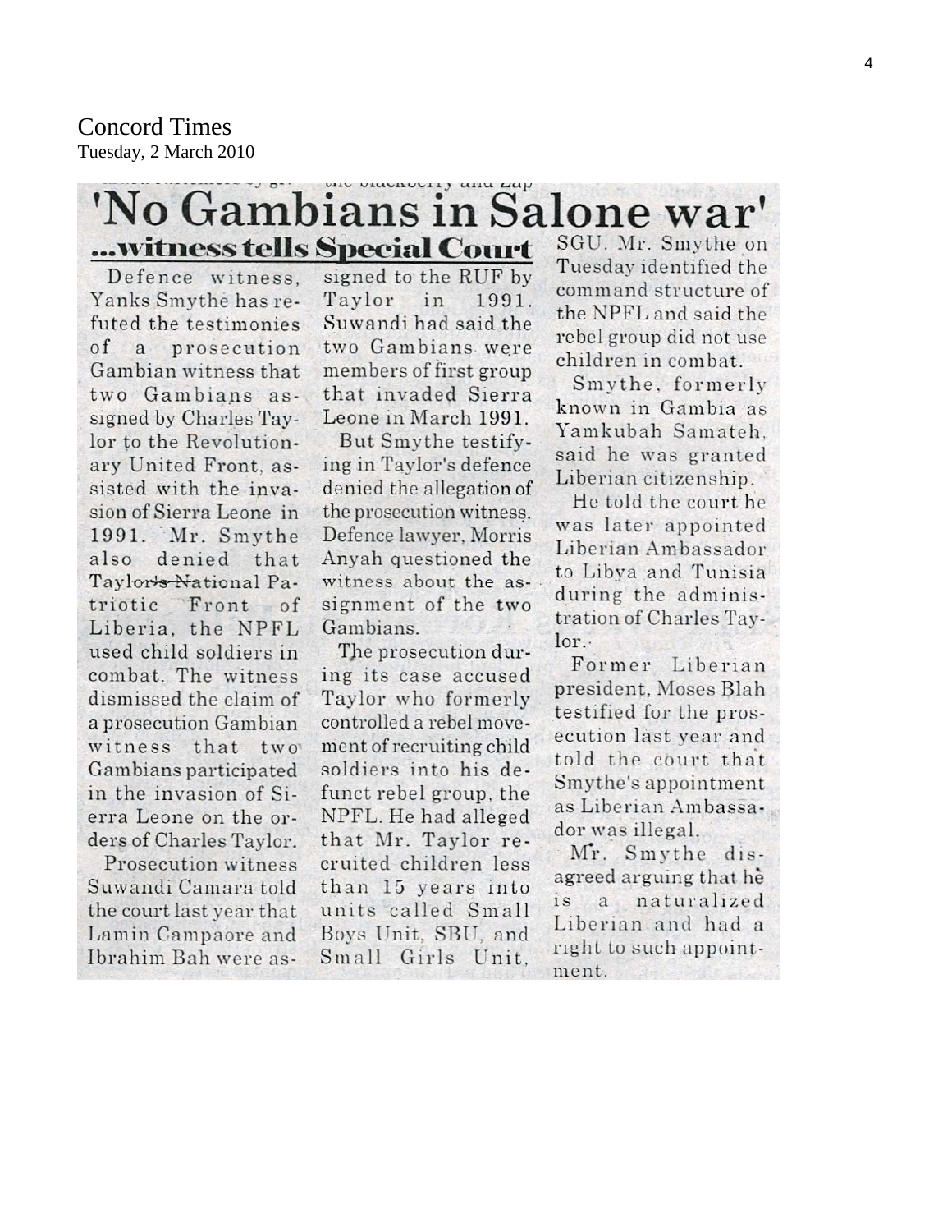Concord Times

Tuesday, 2 March 2010

# 'No Gambians in Salone war'

## ...witness tells Special Court

Defence witness, Yanks Smythe has refuted the testimonies of a prosecution Gambian witness that two Gambians assigned by Charles Taylor to the Revolutionary United Front, assisted with the invasion of Sierra Leone in 1991. Mr. Smythe also denied that Taylor's National Patriotic Front of Liberia, the NPFL used child soldiers in combat. The witness dismissed the claim of a prosecution Gambian witness that two Gambians participated in the invasion of Sierra Leone on the orders of Charles Taylor.

Prosecution witness Suwandi Camara told the court last year that Lamin Campaore and Ibrahim Bah were assigned to the RUF by Taylor in 1991. Suwandi had said the two Gambians were members of first group that invaded Sierra Leone in March 1991.

But Smythe testifying in Taylor's defence denied the allegation of the prosecution witness. Defence lawyer, Morris Anyah questioned the witness about the assignment of the two Gambians.

The prosecution during its case accused Taylor who formerly controlled a rebel movement of recruiting child soldiers into his defunct rebel group, the NPFL. He had alleged that Mr. Taylor recruited children less than 15 years into units called Small Boys Unit, SBU, and Small Girls Unit, SGU. Mr. Smythe on Tuesday identified the command structure of the NPFL and said the rebel group did not use children in combat.

Smythe, formerly known in Gambia as Yamkubah Samateh, said he was granted Liberian citizenship.

He told the court he was later appointed Liberian Ambassador to Libya and Tunisia during the administration of Charles Taylor.

Former Liberian president, Moses Blah testified for the prosecution last year and told the court that Smythe's appointment as Liberian Ambassador was illegal.

Mr. Smythe disagreed arguing that he is a naturalized Liberian and had a right to such appointment.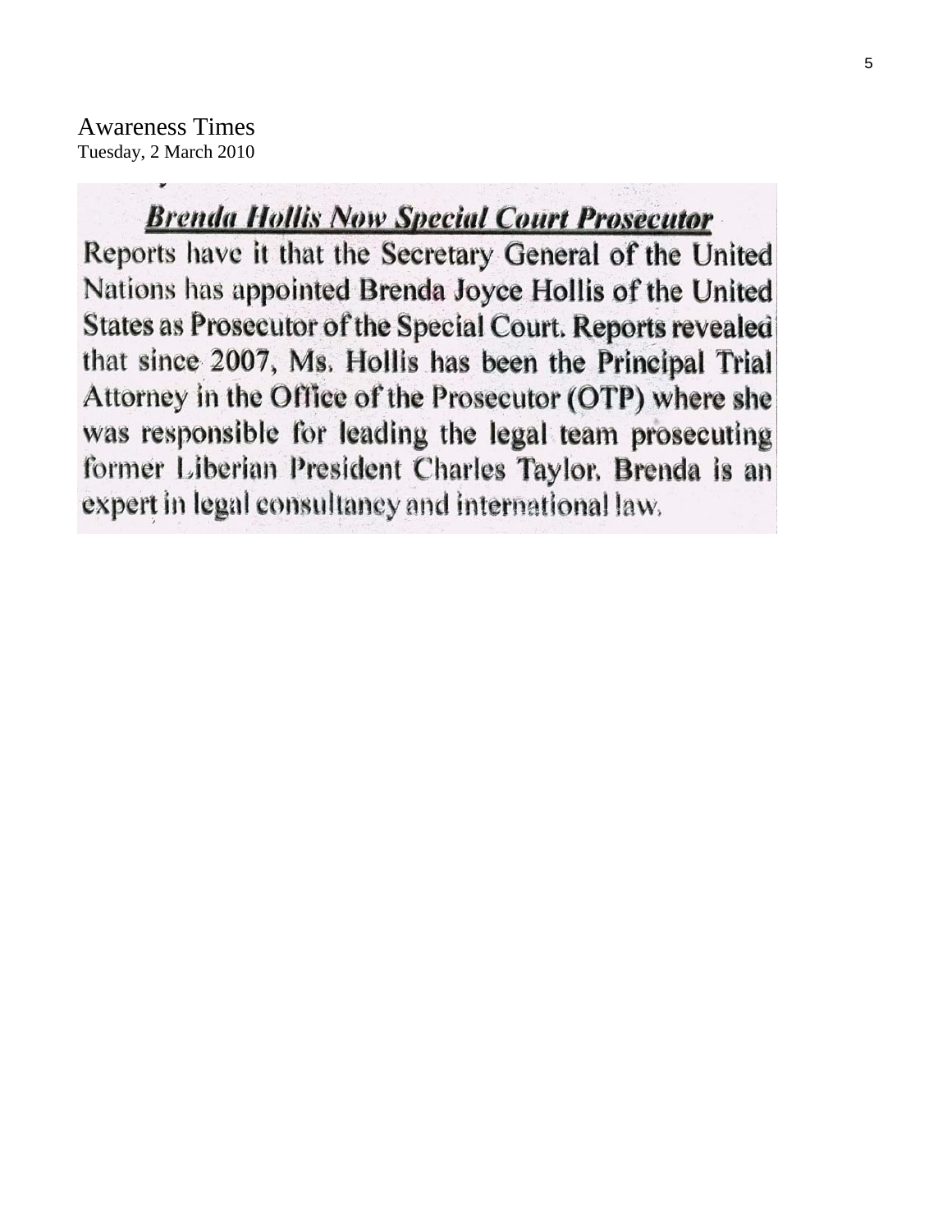Awareness Times
Tuesday, 2 March 2010

## *Brenda Hollis Now Special Court Prosecutor*

Reports have it that the Secretary General of the United Nations has appointed Brenda Joyce Hollis of the United States as Prosecutor of the Special Court. Reports revealed that since 2007, Ms. Hollis has been the Principal Trial Attorney in the Office of the Prosecutor (OTP) where she was responsible for leading the legal team prosecuting former Liberian President Charles Taylor. Brenda is an expert in legal consultancy and international law.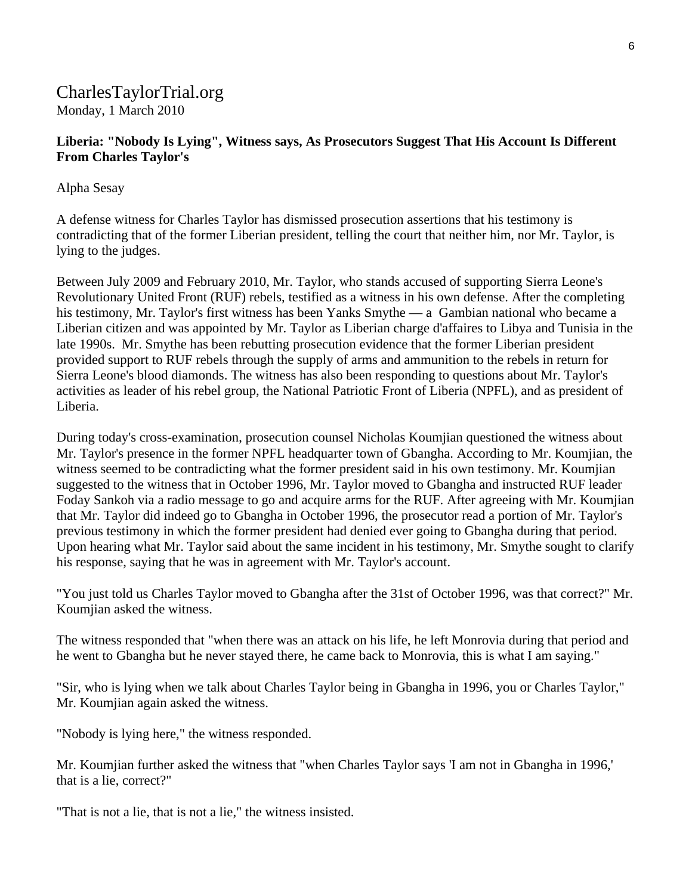CharlesTaylorTrial.org
Monday, 1 March 2010

**Liberia: "Nobody Is Lying", Witness says, As Prosecutors Suggest That His Account Is Different From Charles Taylor's**

Alpha Sesay

A defense witness for Charles Taylor has dismissed prosecution assertions that his testimony is contradicting that of the former Liberian president, telling the court that neither him, nor Mr. Taylor, is lying to the judges.

Between July 2009 and February 2010, Mr. Taylor, who stands accused of supporting Sierra Leone's Revolutionary United Front (RUF) rebels, testified as a witness in his own defense. After the completing his testimony, Mr. Taylor's first witness has been Yanks Smythe — a Gambian national who became a Liberian citizen and was appointed by Mr. Taylor as Liberian charge d'affaires to Libya and Tunisia in the late 1990s. Mr. Smythe has been rebutting prosecution evidence that the former Liberian president provided support to RUF rebels through the supply of arms and ammunition to the rebels in return for Sierra Leone's blood diamonds. The witness has also been responding to questions about Mr. Taylor's activities as leader of his rebel group, the National Patriotic Front of Liberia (NPFL), and as president of Liberia.

During today's cross-examination, prosecution counsel Nicholas Koumjian questioned the witness about Mr. Taylor's presence in the former NPFL headquarter town of Gbangha. According to Mr. Koumjian, the witness seemed to be contradicting what the former president said in his own testimony. Mr. Koumjian suggested to the witness that in October 1996, Mr. Taylor moved to Gbangha and instructed RUF leader Foday Sankoh via a radio message to go and acquire arms for the RUF. After agreeing with Mr. Koumjian that Mr. Taylor did indeed go to Gbangha in October 1996, the prosecutor read a portion of Mr. Taylor's previous testimony in which the former president had denied ever going to Gbangha during that period. Upon hearing what Mr. Taylor said about the same incident in his testimony, Mr. Smythe sought to clarify his response, saying that he was in agreement with Mr. Taylor's account.

"You just told us Charles Taylor moved to Gbangha after the 31st of October 1996, was that correct?" Mr. Koumjian asked the witness.

The witness responded that "when there was an attack on his life, he left Monrovia during that period and he went to Gbangha but he never stayed there, he came back to Monrovia, this is what I am saying."

"Sir, who is lying when we talk about Charles Taylor being in Gbangha in 1996, you or Charles Taylor," Mr. Koumjian again asked the witness.

"Nobody is lying here," the witness responded.

Mr. Koumjian further asked the witness that "when Charles Taylor says 'I am not in Gbangha in 1996,' that is a lie, correct?"

"That is not a lie, that is not a lie," the witness insisted.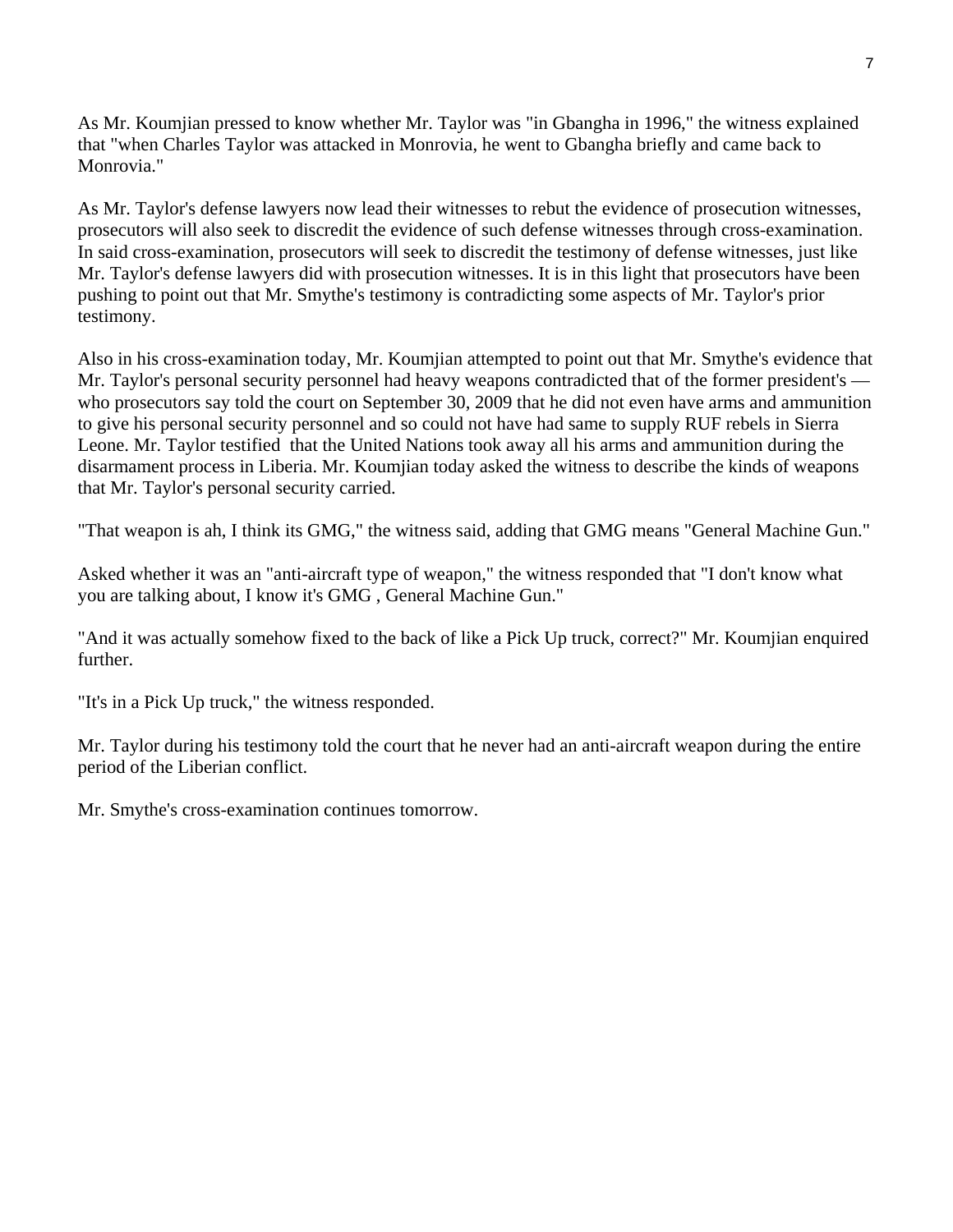As Mr. Koumjian pressed to know whether Mr. Taylor was "in Gbangha in 1996," the witness explained that "when Charles Taylor was attacked in Monrovia, he went to Gbangha briefly and came back to Monrovia."

As Mr. Taylor's defense lawyers now lead their witnesses to rebut the evidence of prosecution witnesses, prosecutors will also seek to discredit the evidence of such defense witnesses through cross-examination. In said cross-examination, prosecutors will seek to discredit the testimony of defense witnesses, just like Mr. Taylor's defense lawyers did with prosecution witnesses. It is in this light that prosecutors have been pushing to point out that Mr. Smythe's testimony is contradicting some aspects of Mr. Taylor's prior testimony.

Also in his cross-examination today, Mr. Koumjian attempted to point out that Mr. Smythe's evidence that Mr. Taylor's personal security personnel had heavy weapons contradicted that of the former president's — who prosecutors say told the court on September 30, 2009 that he did not even have arms and ammunition to give his personal security personnel and so could not have had same to supply RUF rebels in Sierra Leone. Mr. Taylor testified that the United Nations took away all his arms and ammunition during the disarmament process in Liberia. Mr. Koumjian today asked the witness to describe the kinds of weapons that Mr. Taylor's personal security carried.

"That weapon is ah, I think its GMG," the witness said, adding that GMG means "General Machine Gun."

Asked whether it was an "anti-aircraft type of weapon," the witness responded that "I don't know what you are talking about, I know it's GMG , General Machine Gun."

"And it was actually somehow fixed to the back of like a Pick Up truck, correct?" Mr. Koumjian enquired further.

"It's in a Pick Up truck," the witness responded.

Mr. Taylor during his testimony told the court that he never had an anti-aircraft weapon during the entire period of the Liberian conflict.

Mr. Smythe's cross-examination continues tomorrow.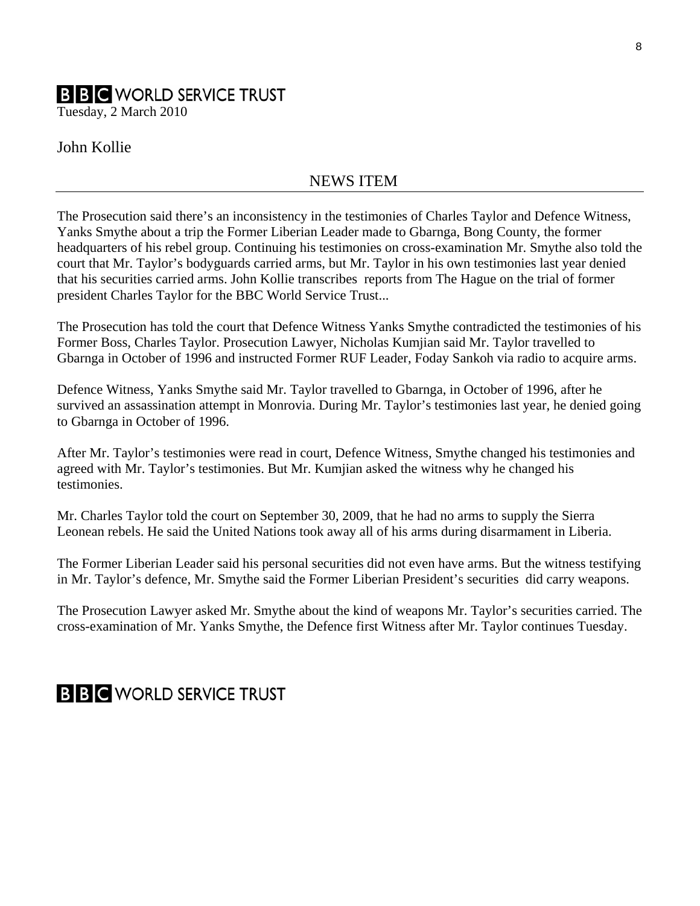BBC WORLD SERVICE TRUST

Tuesday, 2 March 2010

John Kollie

NEWS ITEM

---

The Prosecution said there's an inconsistency in the testimonies of Charles Taylor and Defence Witness, Yanks Smythe about a trip the Former Liberian Leader made to Gbarnga, Bong County, the former headquarters of his rebel group. Continuing his testimonies on cross-examination Mr. Smythe also told the court that Mr. Taylor's bodyguards carried arms, but Mr. Taylor in his own testimonies last year denied that his securities carried arms. John Kollie transcribes reports from The Hague on the trial of former president Charles Taylor for the BBC World Service Trust...

The Prosecution has told the court that Defence Witness Yanks Smythe contradicted the testimonies of his Former Boss, Charles Taylor. Prosecution Lawyer, Nicholas Kumjian said Mr. Taylor travelled to Gbarnga in October of 1996 and instructed Former RUF Leader, Foday Sankoh via radio to acquire arms.

Defence Witness, Yanks Smythe said Mr. Taylor travelled to Gbarnga, in October of 1996, after he survived an assassination attempt in Monrovia. During Mr. Taylor's testimonies last year, he denied going to Gbarnga in October of 1996.

After Mr. Taylor's testimonies were read in court, Defence Witness, Smythe changed his testimonies and agreed with Mr. Taylor's testimonies. But Mr. Kumjian asked the witness why he changed his testimonies.

Mr. Charles Taylor told the court on September 30, 2009, that he had no arms to supply the Sierra Leonean rebels. He said the United Nations took away all of his arms during disarmament in Liberia.

The Former Liberian Leader said his personal securities did not even have arms. But the witness testifying in Mr. Taylor's defence, Mr. Smythe said the Former Liberian President's securities did carry weapons.

The Prosecution Lawyer asked Mr. Smythe about the kind of weapons Mr. Taylor's securities carried. The cross-examination of Mr. Yanks Smythe, the Defence first Witness after Mr. Taylor continues Tuesday.

BBC WORLD SERVICE TRUST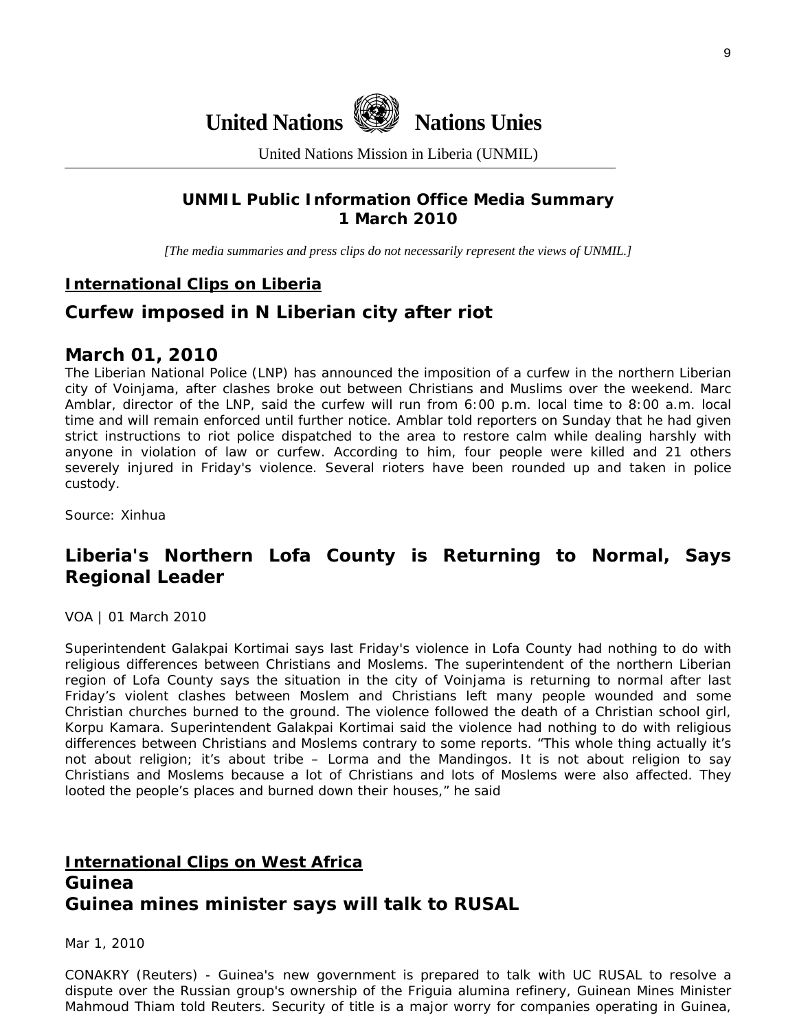**United Nations** **Nations Unies**

United Nations Mission in Liberia (UNMIL)

**UNMIL Public Information Office Media Summary**
**1 March 2010**

*[The media summaries and press clips do not necessarily represent the views of UNMIL.]*

## International Clips on Liberia

## Curfew imposed in N Liberian city after riot

## March 01, 2010

The Liberian National Police (LNP) has announced the imposition of a curfew in the northern Liberian city of Voinjama, after clashes broke out between Christians and Muslims over the weekend. Marc Amblar, director of the LNP, said the curfew will run from 6:00 p.m. local time to 8:00 a.m. local time and will remain enforced until further notice. Amblar told reporters on Sunday that he had given strict instructions to riot police dispatched to the area to restore calm while dealing harshly with anyone in violation of law or curfew. According to him, four people were killed and 21 others severely injured in Friday's violence. Several rioters have been rounded up and taken in police custody.

Source: Xinhua

## Liberia's Northern Lofa County is Returning to Normal, Says Regional Leader

VOA | 01 March 2010

Superintendent Galakpai Kortimai says last Friday's violence in Lofa County had nothing to do with religious differences between Christians and Moslems. The superintendent of the northern Liberian region of Lofa County says the situation in the city of Voinjama is returning to normal after last Friday's violent clashes between Moslem and Christians left many people wounded and some Christian churches burned to the ground. The violence followed the death of a Christian school girl, Korpu Kamara. Superintendent Galakpai Kortimai said the violence had nothing to do with religious differences between Christians and Moslems contrary to some reports. "This whole thing actually it's not about religion; it's about tribe – Lorma and the Mandingos. It is not about religion to say Christians and Moslems because a lot of Christians and lots of Moslems were also affected. They looted the people's places and burned down their houses," he said

## International Clips on West Africa

## Guinea

## Guinea mines minister says will talk to RUSAL

Mar 1, 2010

CONAKRY (Reuters) - Guinea's new government is prepared to talk with UC RUSAL to resolve a dispute over the Russian group's ownership of the Friguia alumina refinery, Guinean Mines Minister Mahmoud Thiam told Reuters. Security of title is a major worry for companies operating in Guinea,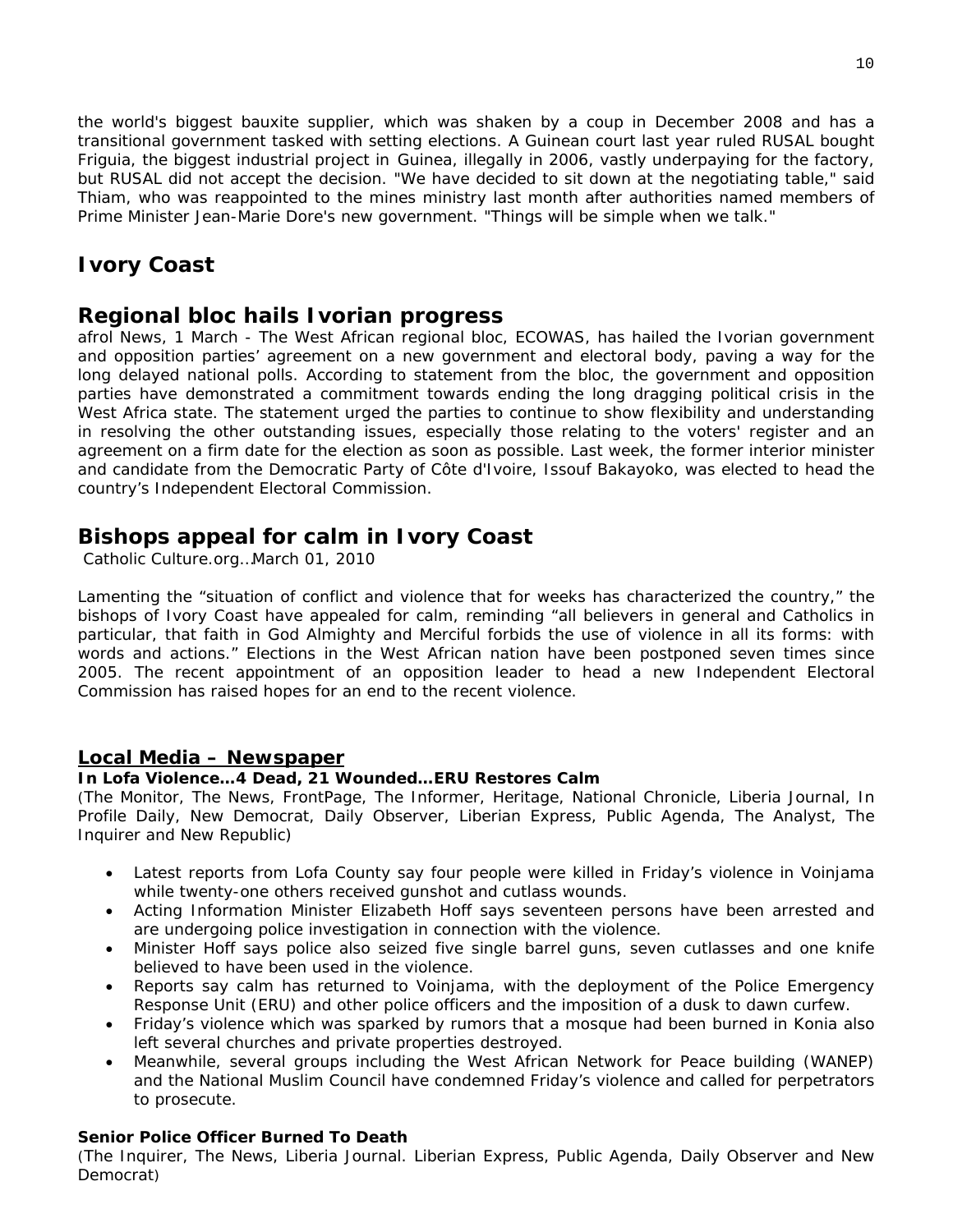the world's biggest bauxite supplier, which was shaken by a coup in December 2008 and has a transitional government tasked with setting elections. A Guinean court last year ruled RUSAL bought Friguia, the biggest industrial project in Guinea, illegally in 2006, vastly underpaying for the factory, but RUSAL did not accept the decision. "We have decided to sit down at the negotiating table," said Thiam, who was reappointed to the mines ministry last month after authorities named members of Prime Minister Jean-Marie Dore's new government. "Things will be simple when we talk."

## Ivory Coast

## Regional bloc hails Ivorian progress

afrol News, 1 March - The West African regional bloc, ECOWAS, has hailed the Ivorian government and opposition parties' agreement on a new government and electoral body, paving a way for the long delayed national polls. According to statement from the bloc, the government and opposition parties have demonstrated a commitment towards ending the long dragging political crisis in the West Africa state. The statement urged the parties to continue to show flexibility and understanding in resolving the other outstanding issues, especially those relating to the voters' register and an agreement on a firm date for the election as soon as possible. Last week, the former interior minister and candidate from the Democratic Party of Côte d'Ivoire, Issouf Bakayoko, was elected to head the country's Independent Electoral Commission.

## Bishops appeal for calm in Ivory Coast

Catholic Culture.org…March 01, 2010

Lamenting the "situation of conflict and violence that for weeks has characterized the country," the bishops of Ivory Coast have appealed for calm, reminding "all believers in general and Catholics in particular, that faith in God Almighty and Merciful forbids the use of violence in all its forms: with words and actions." Elections in the West African nation have been postponed seven times since 2005. The recent appointment of an opposition leader to head a new Independent Electoral Commission has raised hopes for an end to the recent violence.

## Local Media – Newspaper

### In Lofa Violence…4 Dead, 21 Wounded…ERU Restores Calm

(The Monitor, The News, FrontPage, The Informer, Heritage, National Chronicle, Liberia Journal, In Profile Daily, New Democrat, Daily Observer, Liberian Express, Public Agenda, The Analyst, The Inquirer and New Republic)

- Latest reports from Lofa County say four people were killed in Friday's violence in Voinjama while twenty-one others received gunshot and cutlass wounds.
- Acting Information Minister Elizabeth Hoff says seventeen persons have been arrested and are undergoing police investigation in connection with the violence.
- Minister Hoff says police also seized five single barrel guns, seven cutlasses and one knife believed to have been used in the violence.
- Reports say calm has returned to Voinjama, with the deployment of the Police Emergency Response Unit (ERU) and other police officers and the imposition of a dusk to dawn curfew.
- Friday's violence which was sparked by rumors that a mosque had been burned in Konia also left several churches and private properties destroyed.
- Meanwhile, several groups including the West African Network for Peace building (WANEP) and the National Muslim Council have condemned Friday's violence and called for perpetrators to prosecute.

### Senior Police Officer Burned To Death

(The Inquirer, The News, Liberia Journal. Liberian Express, Public Agenda, Daily Observer and New Democrat)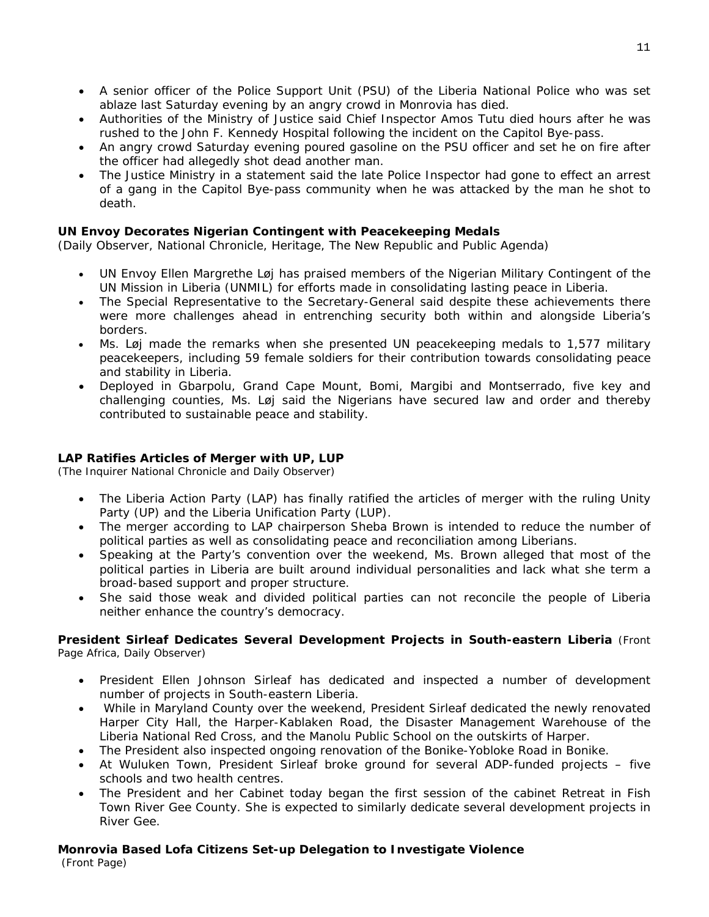- A senior officer of the Police Support Unit (PSU) of the Liberia National Police who was set ablaze last Saturday evening by an angry crowd in Monrovia has died.
- Authorities of the Ministry of Justice said Chief Inspector Amos Tutu died hours after he was rushed to the John F. Kennedy Hospital following the incident on the Capitol Bye-pass.
- An angry crowd Saturday evening poured gasoline on the PSU officer and set he on fire after the officer had allegedly shot dead another man.
- The Justice Ministry in a statement said the late Police Inspector had gone to effect an arrest of a gang in the Capitol Bye-pass community when he was attacked by the man he shot to death.

**UN Envoy Decorates Nigerian Contingent with Peacekeeping Medals**
*(Daily Observer, National Chronicle, Heritage, The New Republic and Public Agenda)*

- UN Envoy Ellen Margrethe Løj has praised members of the Nigerian Military Contingent of the UN Mission in Liberia (UNMIL) for efforts made in consolidating lasting peace in Liberia.
- The Special Representative to the Secretary-General said despite these achievements there were more challenges ahead in entrenching security both within and alongside Liberia's borders.
- Ms. Løj made the remarks when she presented UN peacekeeping medals to 1,577 military peacekeepers, including 59 female soldiers for their contribution towards consolidating peace and stability in Liberia.
- Deployed in Gbarpolu, Grand Cape Mount, Bomi, Margibi and Montserrado, five key and challenging counties, Ms. Løj said the Nigerians have secured law and order and thereby contributed to sustainable peace and stability.

**LAP Ratifies Articles of Merger with UP, LUP**
*(The Inquirer National Chronicle and Daily Observer)*

- The Liberia Action Party (LAP) has finally ratified the articles of merger with the ruling Unity Party (UP) and the Liberia Unification Party (LUP).
- The merger according to LAP chairperson Sheba Brown is intended to reduce the number of political parties as well as consolidating peace and reconciliation among Liberians.
- Speaking at the Party's convention over the weekend, Ms. Brown alleged that most of the political parties in Liberia are built around individual personalities and lack what she term a broad-based support and proper structure.
- She said those weak and divided political parties can not reconcile the people of Liberia neither enhance the country's democracy.

**President Sirleaf Dedicates Several Development Projects in South-eastern Liberia** *(Front Page Africa, Daily Observer)*

- President Ellen Johnson Sirleaf has dedicated and inspected a number of development number of projects in South-eastern Liberia.
- While in Maryland County over the weekend, President Sirleaf dedicated the newly renovated Harper City Hall, the Harper-Kablaken Road, the Disaster Management Warehouse of the Liberia National Red Cross, and the Manolu Public School on the outskirts of Harper.
- The President also inspected ongoing renovation of the Bonike-Yobloke Road in Bonike.
- At Wuluken Town, President Sirleaf broke ground for several ADP-funded projects – five schools and two health centres.
- The President and her Cabinet today began the first session of the cabinet Retreat in Fish Town River Gee County. She is expected to similarly dedicate several development projects in River Gee.

**Monrovia Based Lofa Citizens Set-up Delegation to Investigate Violence**
*(Front Page)*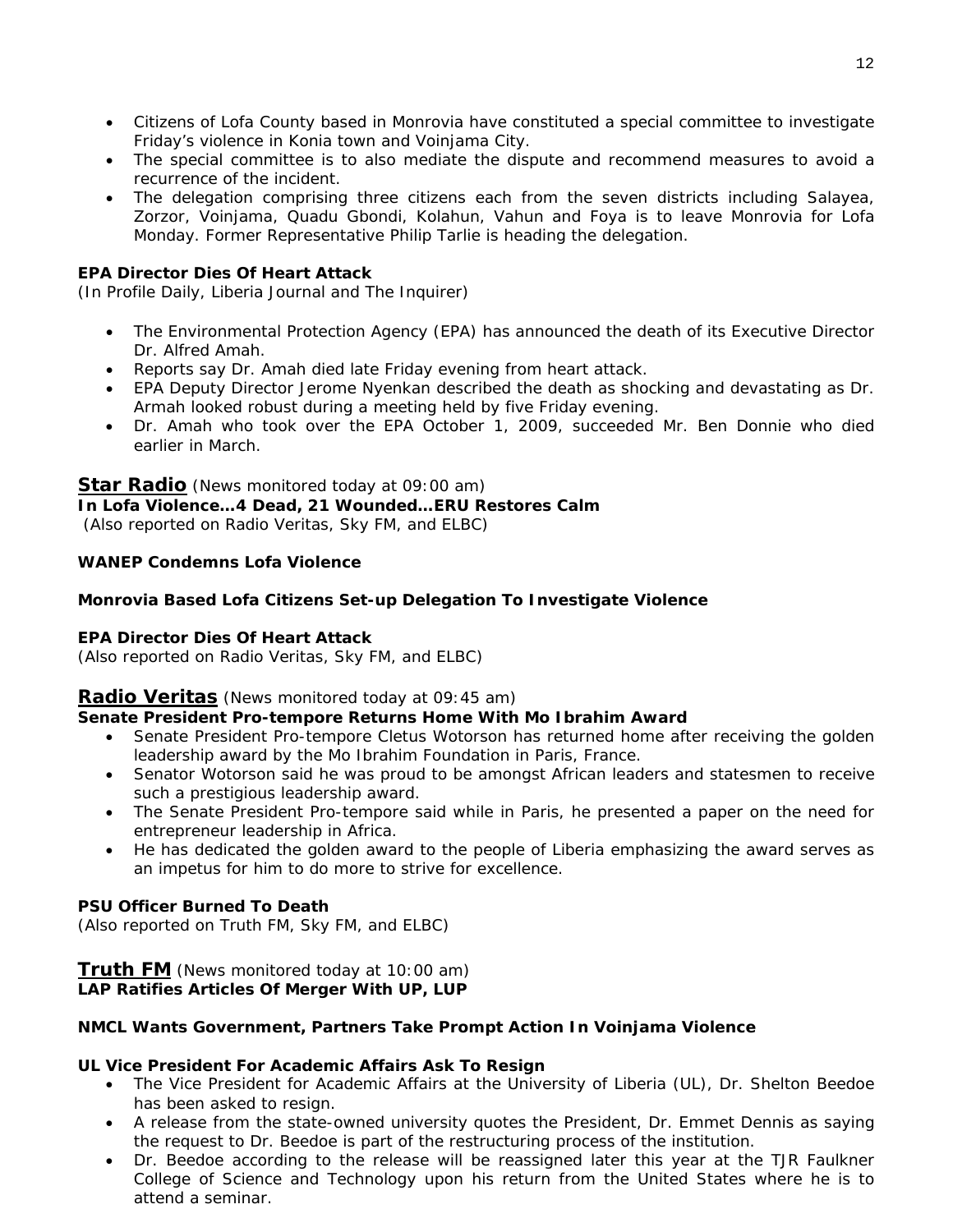- Citizens of Lofa County based in Monrovia have constituted a special committee to investigate Friday's violence in Konia town and Voinjama City.
- The special committee is to also mediate the dispute and recommend measures to avoid a recurrence of the incident.
- The delegation comprising three citizens each from the seven districts including Salayea, Zorzor, Voinjama, Quadu Gbondi, Kolahun, Vahun and Foya is to leave Monrovia for Lofa Monday. Former Representative Philip Tarlie is heading the delegation.

**EPA Director Dies Of Heart Attack**
*(In Profile Daily, Liberia Journal and The Inquirer)*

- The Environmental Protection Agency (EPA) has announced the death of its Executive Director Dr. Alfred Amah.
- Reports say Dr. Amah died late Friday evening from heart attack.
- EPA Deputy Director Jerome Nyenkan described the death as shocking and devastating as Dr. Armah looked robust during a meeting held by five Friday evening.
- Dr. Amah who took over the EPA October 1, 2009, succeeded Mr. Ben Donnie who died earlier in March.

## Star Radio *(News monitored today at 09:00 am)*

**In Lofa Violence…4 Dead, 21 Wounded…ERU Restores Calm**
*(Also reported on Radio Veritas, Sky FM, and ELBC)*

**WANEP Condemns Lofa Violence**

**Monrovia Based Lofa Citizens Set-up Delegation To Investigate Violence**

**EPA Director Dies Of Heart Attack**
*(Also reported on Radio Veritas, Sky FM, and ELBC)*

## Radio Veritas *(News monitored today at 09:45 am)*

**Senate President Pro-tempore Returns Home With Mo Ibrahim Award**

- Senate President Pro-tempore Cletus Wotorson has returned home after receiving the golden leadership award by the Mo Ibrahim Foundation in Paris, France.
- Senator Wotorson said he was proud to be amongst African leaders and statesmen to receive such a prestigious leadership award.
- The Senate President Pro-tempore said while in Paris, he presented a paper on the need for entrepreneur leadership in Africa.
- He has dedicated the golden award to the people of Liberia emphasizing the award serves as an impetus for him to do more to strive for excellence.

**PSU Officer Burned To Death**
*(Also reported on Truth FM, Sky FM, and ELBC)*

## Truth FM *(News monitored today at 10:00 am)*

**LAP Ratifies Articles Of Merger With UP, LUP**

**NMCL Wants Government, Partners Take Prompt Action In Voinjama Violence**

**UL Vice President For Academic Affairs Ask To Resign**

- The Vice President for Academic Affairs at the University of Liberia (UL), Dr. Shelton Beedoe has been asked to resign.
- A release from the state-owned university quotes the President, Dr. Emmet Dennis as saying the request to Dr. Beedoe is part of the restructuring process of the institution.
- Dr. Beedoe according to the release will be reassigned later this year at the TJR Faulkner College of Science and Technology upon his return from the United States where he is to attend a seminar.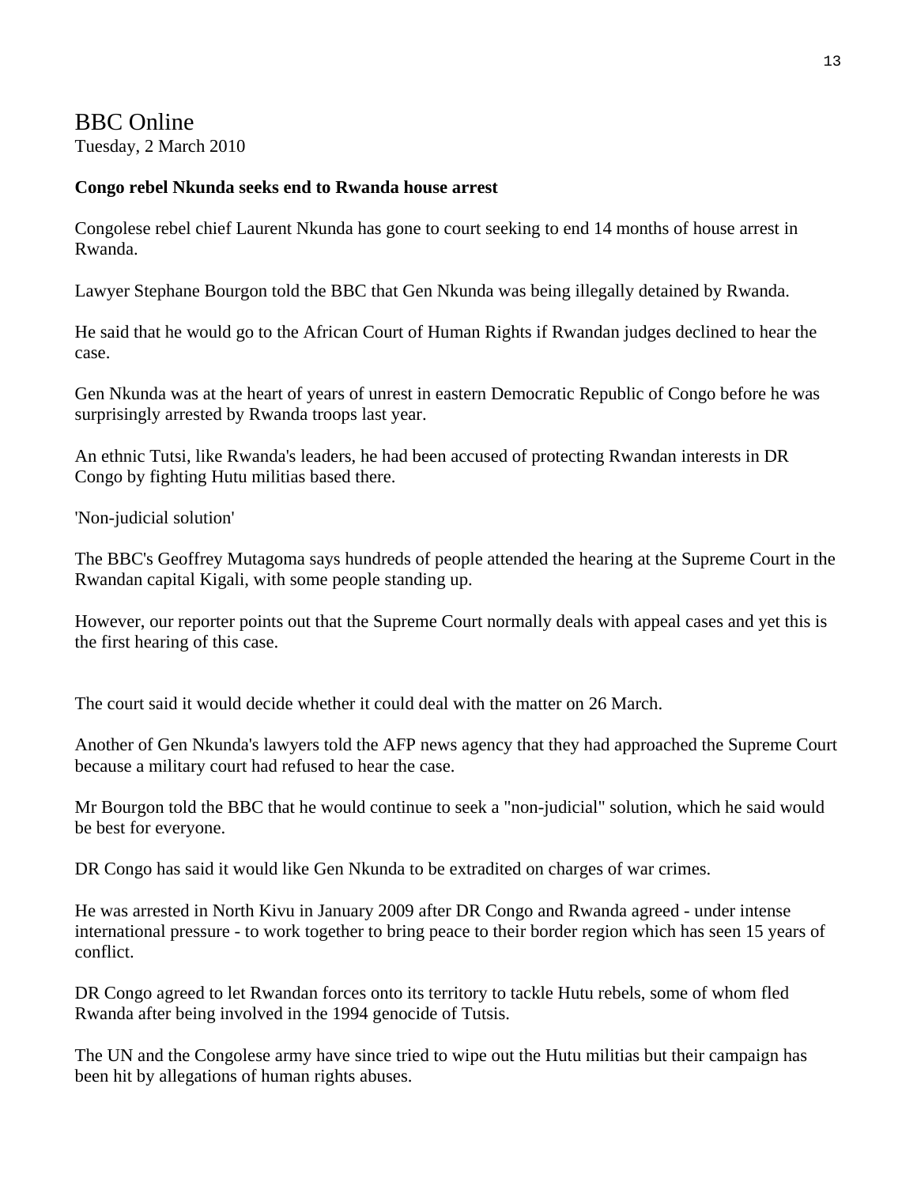# BBC Online

Tuesday, 2 March 2010

**Congo rebel Nkunda seeks end to Rwanda house arrest**

Congolese rebel chief Laurent Nkunda has gone to court seeking to end 14 months of house arrest in Rwanda.

Lawyer Stephane Bourgon told the BBC that Gen Nkunda was being illegally detained by Rwanda.

He said that he would go to the African Court of Human Rights if Rwandan judges declined to hear the case.

Gen Nkunda was at the heart of years of unrest in eastern Democratic Republic of Congo before he was surprisingly arrested by Rwanda troops last year.

An ethnic Tutsi, like Rwanda's leaders, he had been accused of protecting Rwandan interests in DR Congo by fighting Hutu militias based there.

'Non-judicial solution'

The BBC's Geoffrey Mutagoma says hundreds of people attended the hearing at the Supreme Court in the Rwandan capital Kigali, with some people standing up.

However, our reporter points out that the Supreme Court normally deals with appeal cases and yet this is the first hearing of this case.

The court said it would decide whether it could deal with the matter on 26 March.

Another of Gen Nkunda's lawyers told the AFP news agency that they had approached the Supreme Court because a military court had refused to hear the case.

Mr Bourgon told the BBC that he would continue to seek a "non-judicial" solution, which he said would be best for everyone.

DR Congo has said it would like Gen Nkunda to be extradited on charges of war crimes.

He was arrested in North Kivu in January 2009 after DR Congo and Rwanda agreed - under intense international pressure - to work together to bring peace to their border region which has seen 15 years of conflict.

DR Congo agreed to let Rwandan forces onto its territory to tackle Hutu rebels, some of whom fled Rwanda after being involved in the 1994 genocide of Tutsis.

The UN and the Congolese army have since tried to wipe out the Hutu militias but their campaign has been hit by allegations of human rights abuses.